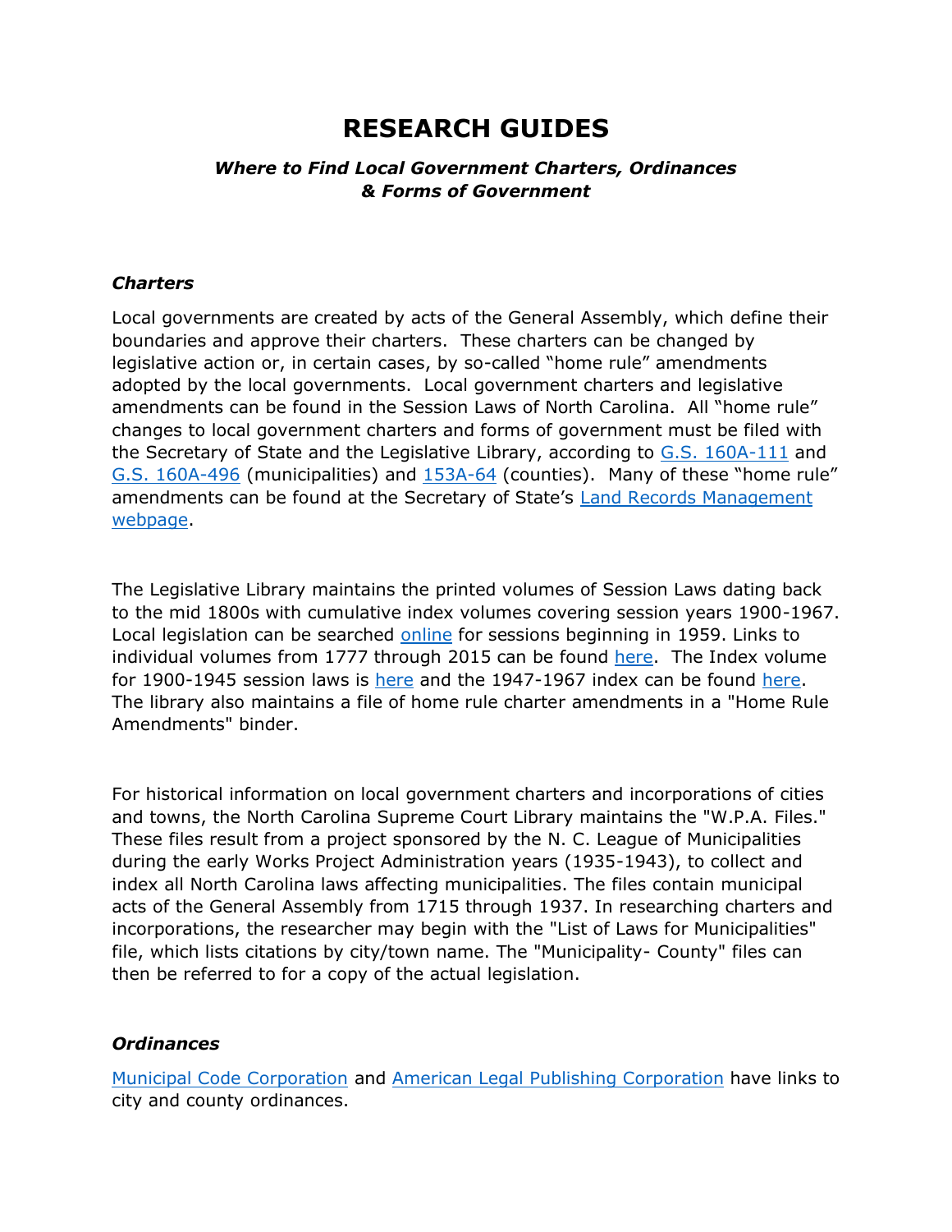# RESEARCH GUIDES

***Where to Find Local Government Charters, Ordinances & Forms of Government***

### *Charters*

Local governments are created by acts of the General Assembly, which define their boundaries and approve their charters. These charters can be changed by legislative action or, in certain cases, by so-called "home rule" amendments adopted by the local governments. Local government charters and legislative amendments can be found in the Session Laws of North Carolina. All "home rule" changes to local government charters and forms of government must be filed with the Secretary of State and the Legislative Library, according to G.S. 160A-111 and G.S. 160A-496 (municipalities) and 153A-64 (counties). Many of these "home rule" amendments can be found at the Secretary of State's Land Records Management webpage.

The Legislative Library maintains the printed volumes of Session Laws dating back to the mid 1800s with cumulative index volumes covering session years 1900-1967. Local legislation can be searched online for sessions beginning in 1959. Links to individual volumes from 1777 through 2015 can be found here. The Index volume for 1900-1945 session laws is here and the 1947-1967 index can be found here. The library also maintains a file of home rule charter amendments in a "Home Rule Amendments" binder.

For historical information on local government charters and incorporations of cities and towns, the North Carolina Supreme Court Library maintains the "W.P.A. Files." These files result from a project sponsored by the N. C. League of Municipalities during the early Works Project Administration years (1935-1943), to collect and index all North Carolina laws affecting municipalities. The files contain municipal acts of the General Assembly from 1715 through 1937. In researching charters and incorporations, the researcher may begin with the "List of Laws for Municipalities" file, which lists citations by city/town name. The "Municipality- County" files can then be referred to for a copy of the actual legislation.

### *Ordinances*

Municipal Code Corporation and American Legal Publishing Corporation have links to city and county ordinances.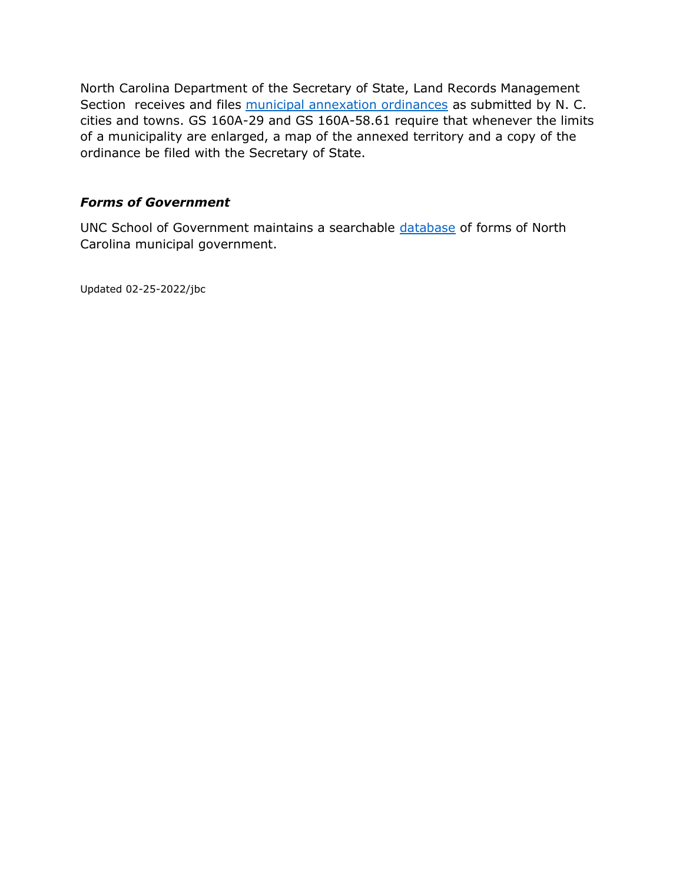North Carolina Department of the Secretary of State, Land Records Management Section  receives and files municipal annexation ordinances as submitted by N. C. cities and towns. GS 160A-29 and GS 160A-58.61 require that whenever the limits of a municipality are enlarged, a map of the annexed territory and a copy of the ordinance be filed with the Secretary of State.

### ***Forms of Government***

UNC School of Government maintains a searchable database of forms of North Carolina municipal government.

Updated 02-25-2022/jbc